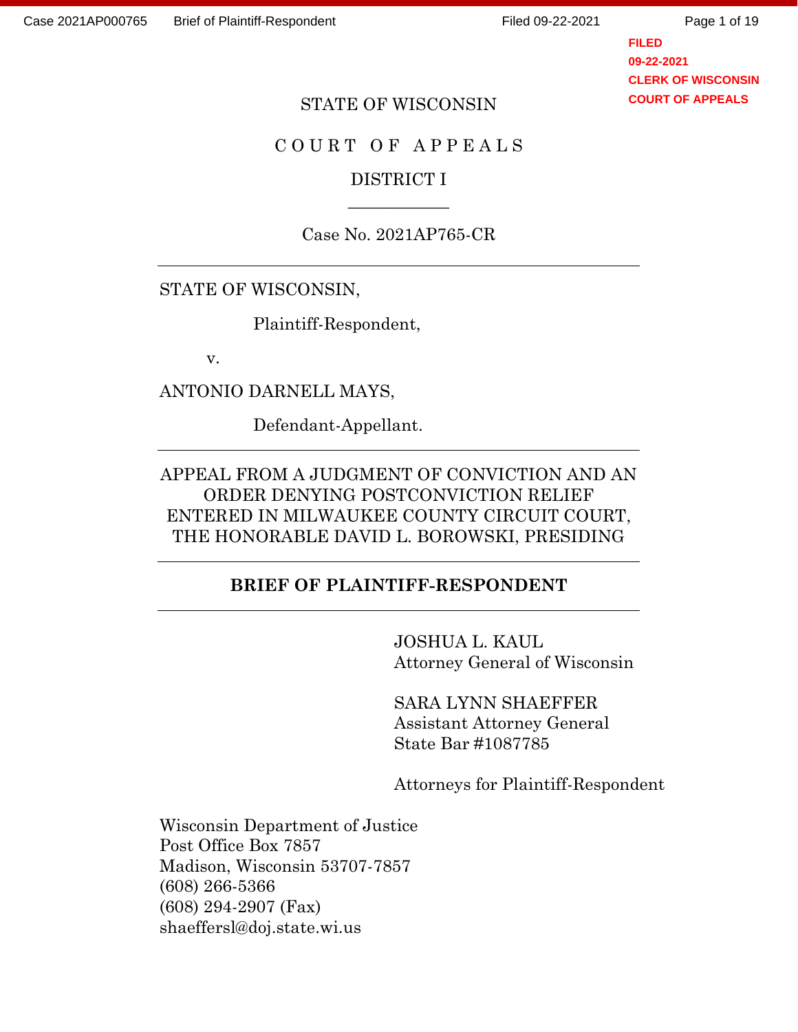STATE OF WISCONSIN

C O U R T  O F  A P P E A L S

DISTRICT I

---

Case No. 2021AP765-CR

---

STATE OF WISCONSIN,

Plaintiff-Respondent,

v.

ANTONIO DARNELL MAYS,

Defendant-Appellant.

---

APPEAL FROM A JUDGMENT OF CONVICTION AND AN ORDER DENYING POSTCONVICTION RELIEF ENTERED IN MILWAUKEE COUNTY CIRCUIT COURT, THE HONORABLE DAVID L. BOROWSKI, PRESIDING

---

**BRIEF OF PLAINTIFF-RESPONDENT**

---

JOSHUA L. KAUL
Attorney General of Wisconsin

SARA LYNN SHAEFFER
Assistant Attorney General
State Bar #1087785

Attorneys for Plaintiff-Respondent

Wisconsin Department of Justice
Post Office Box 7857
Madison, Wisconsin 53707-7857
(608) 266-5366
(608) 294-2907 (Fax)
shaeffersl@doj.state.wi.us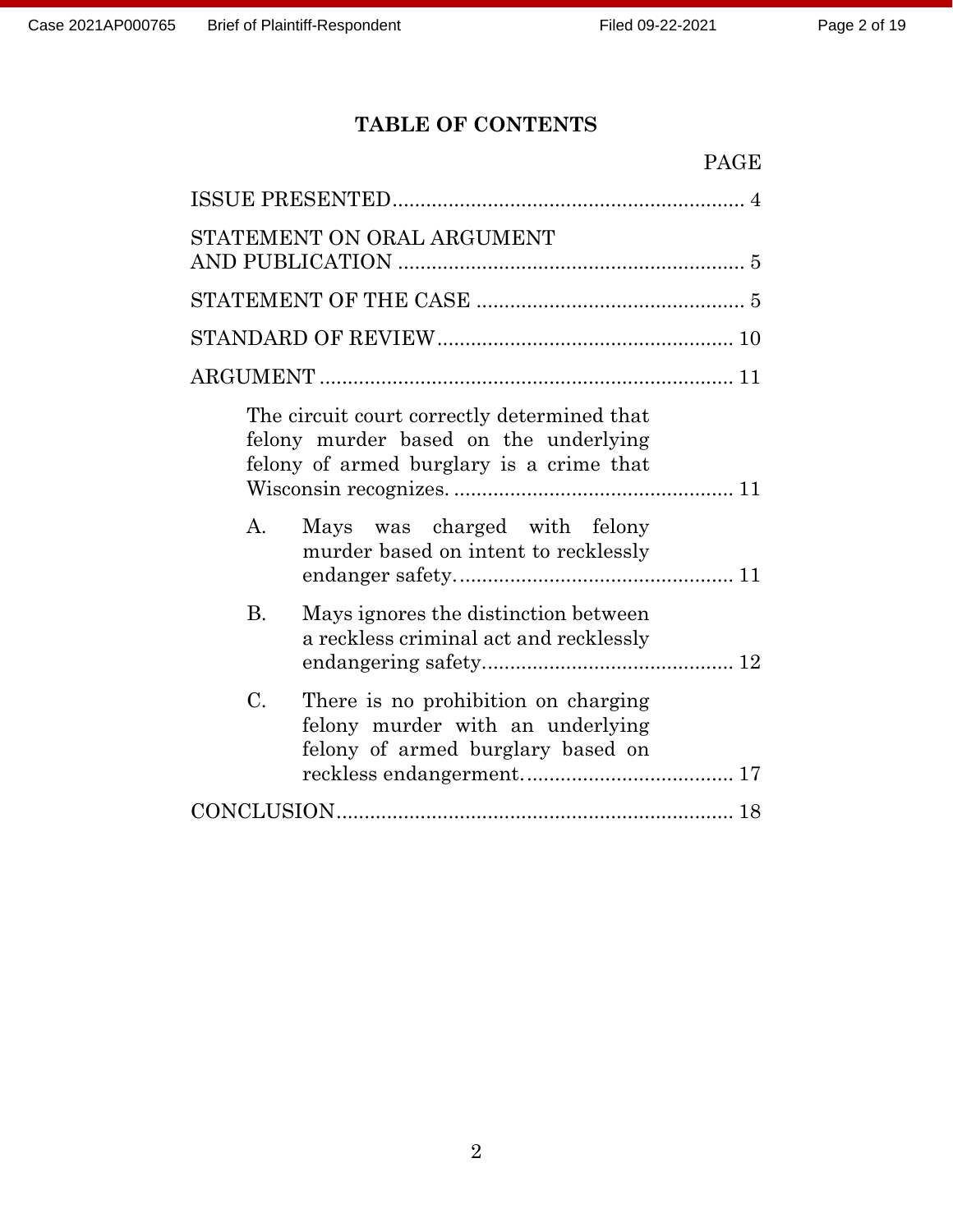# TABLE OF CONTENTS

PAGE

ISSUE PRESENTED ........................................................... 4

STATEMENT ON ORAL ARGUMENT AND PUBLICATION ........................................................... 5

STATEMENT OF THE CASE ........................................................... 5

STANDARD OF REVIEW ........................................................... 10

ARGUMENT ........................................................... 11

The circuit court correctly determined that felony murder based on the underlying felony of armed burglary is a crime that Wisconsin recognizes. ........................................................... 11

A. Mays was charged with felony murder based on intent to recklessly endanger safety. ........................................................... 11

B. Mays ignores the distinction between a reckless criminal act and recklessly endangering safety. ........................................................... 12

C. There is no prohibition on charging felony murder with an underlying felony of armed burglary based on reckless endangerment. ........................................................... 17

CONCLUSION ........................................................... 18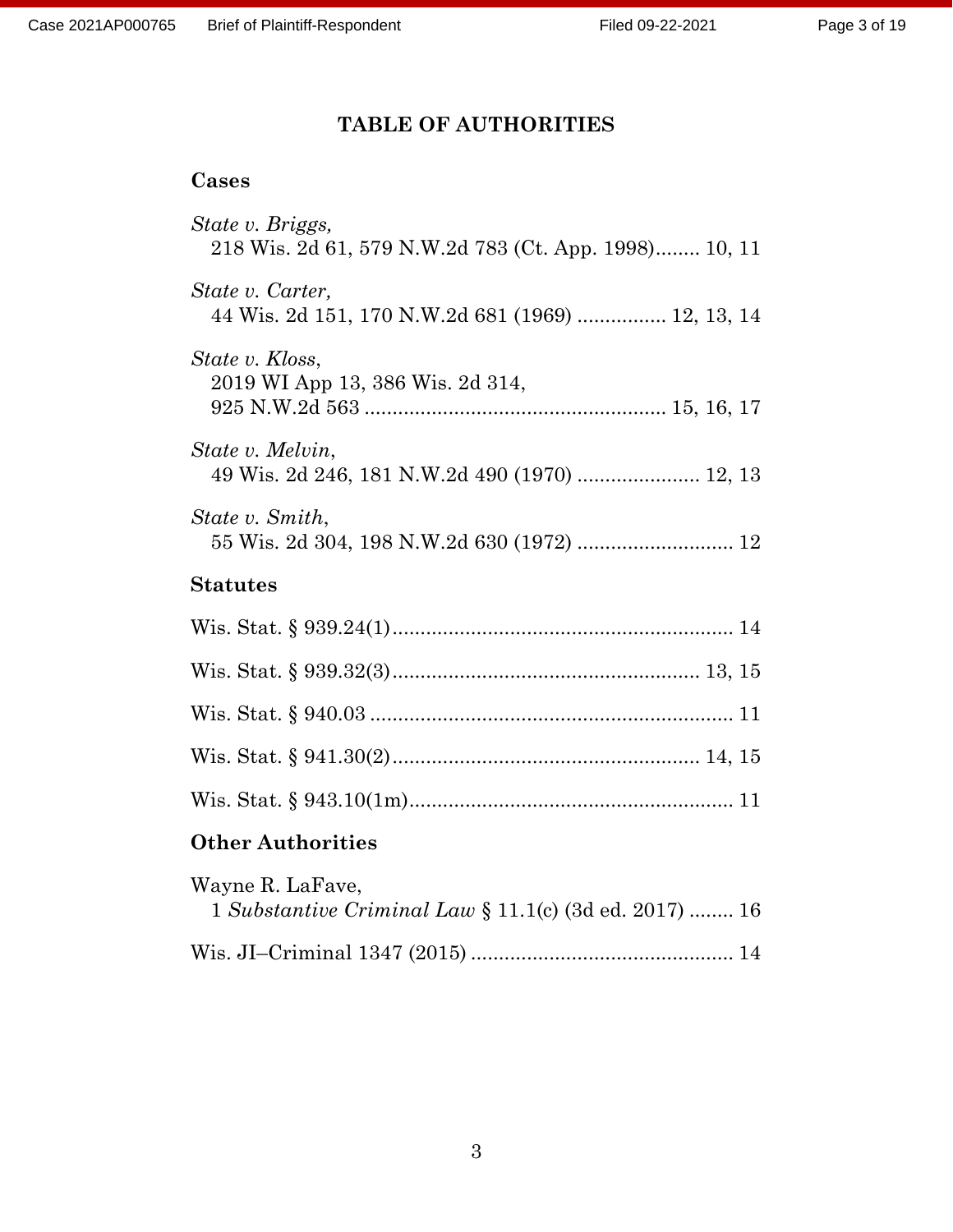# TABLE OF AUTHORITIES

## Cases

*State v. Briggs,*
218 Wis. 2d 61, 579 N.W.2d 783 (Ct. App. 1998)........ 10, 11

*State v. Carter,*
44 Wis. 2d 151, 170 N.W.2d 681 (1969) ................ 12, 13, 14

*State v. Kloss*,
2019 WI App 13, 386 Wis. 2d 314,
925 N.W.2d 563 ...................................................... 15, 16, 17

*State v. Melvin*,
49 Wis. 2d 246, 181 N.W.2d 490 (1970) ...................... 12, 13

*State v. Smith*,
55 Wis. 2d 304, 198 N.W.2d 630 (1972) ............................ 12

## Statutes

Wis. Stat. § 939.24(1)............................................................. 14

Wis. Stat. § 939.32(3)....................................................... 13, 15

Wis. Stat. § 940.03 ................................................................. 11

Wis. Stat. § 941.30(2)....................................................... 14, 15

Wis. Stat. § 943.10(1m).......................................................... 11

## Other Authorities

Wayne R. LaFave,
1 *Substantive Criminal Law* § 11.1(c) (3d ed. 2017) ........ 16

Wis. JI–Criminal 1347 (2015) ................................................ 14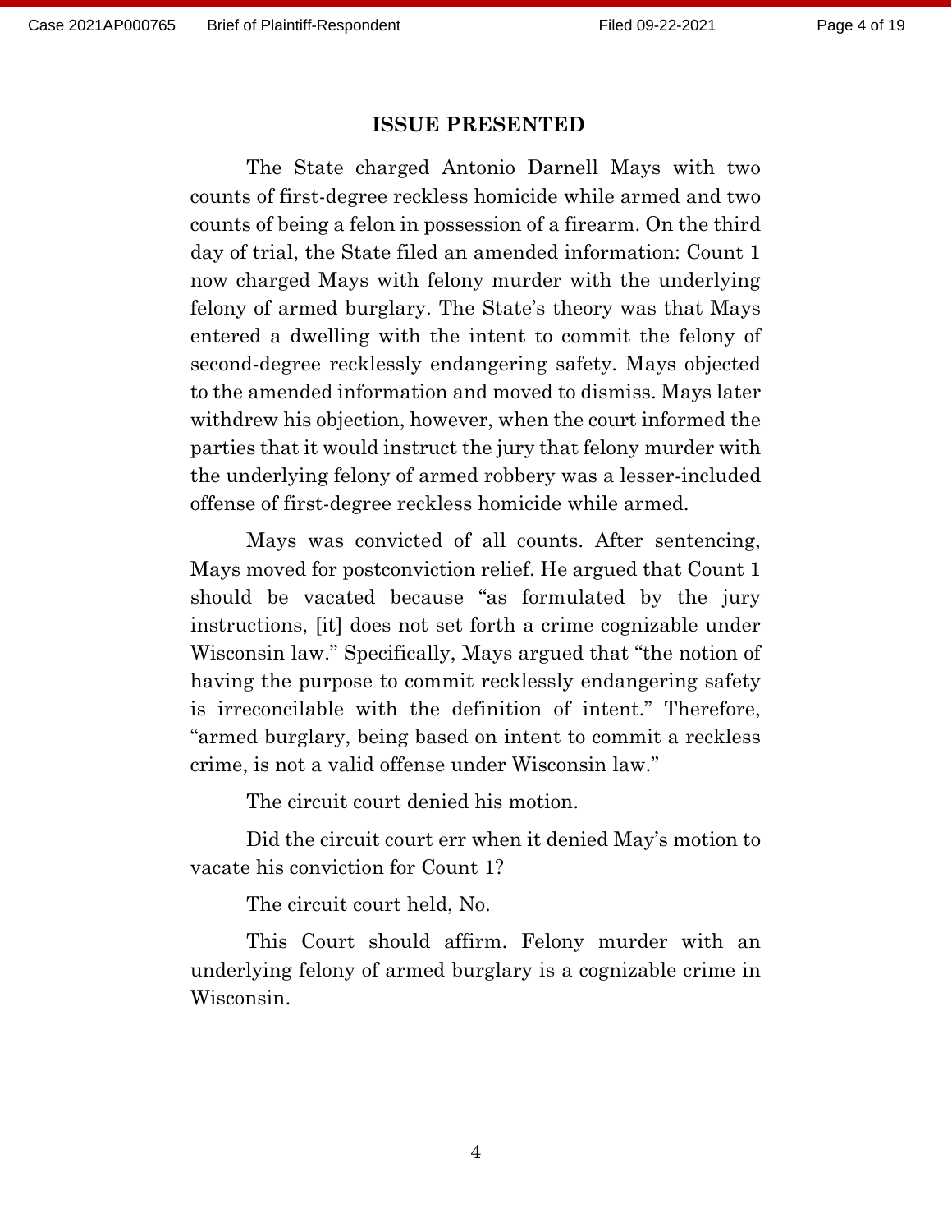## ISSUE PRESENTED

The State charged Antonio Darnell Mays with two counts of first-degree reckless homicide while armed and two counts of being a felon in possession of a firearm. On the third day of trial, the State filed an amended information: Count 1 now charged Mays with felony murder with the underlying felony of armed burglary. The State's theory was that Mays entered a dwelling with the intent to commit the felony of second-degree recklessly endangering safety. Mays objected to the amended information and moved to dismiss. Mays later withdrew his objection, however, when the court informed the parties that it would instruct the jury that felony murder with the underlying felony of armed robbery was a lesser-included offense of first-degree reckless homicide while armed.

Mays was convicted of all counts. After sentencing, Mays moved for postconviction relief. He argued that Count 1 should be vacated because "as formulated by the jury instructions, [it] does not set forth a crime cognizable under Wisconsin law." Specifically, Mays argued that "the notion of having the purpose to commit recklessly endangering safety is irreconcilable with the definition of intent." Therefore, "armed burglary, being based on intent to commit a reckless crime, is not a valid offense under Wisconsin law."

The circuit court denied his motion.

Did the circuit court err when it denied May's motion to vacate his conviction for Count 1?

The circuit court held, No.

This Court should affirm. Felony murder with an underlying felony of armed burglary is a cognizable crime in Wisconsin.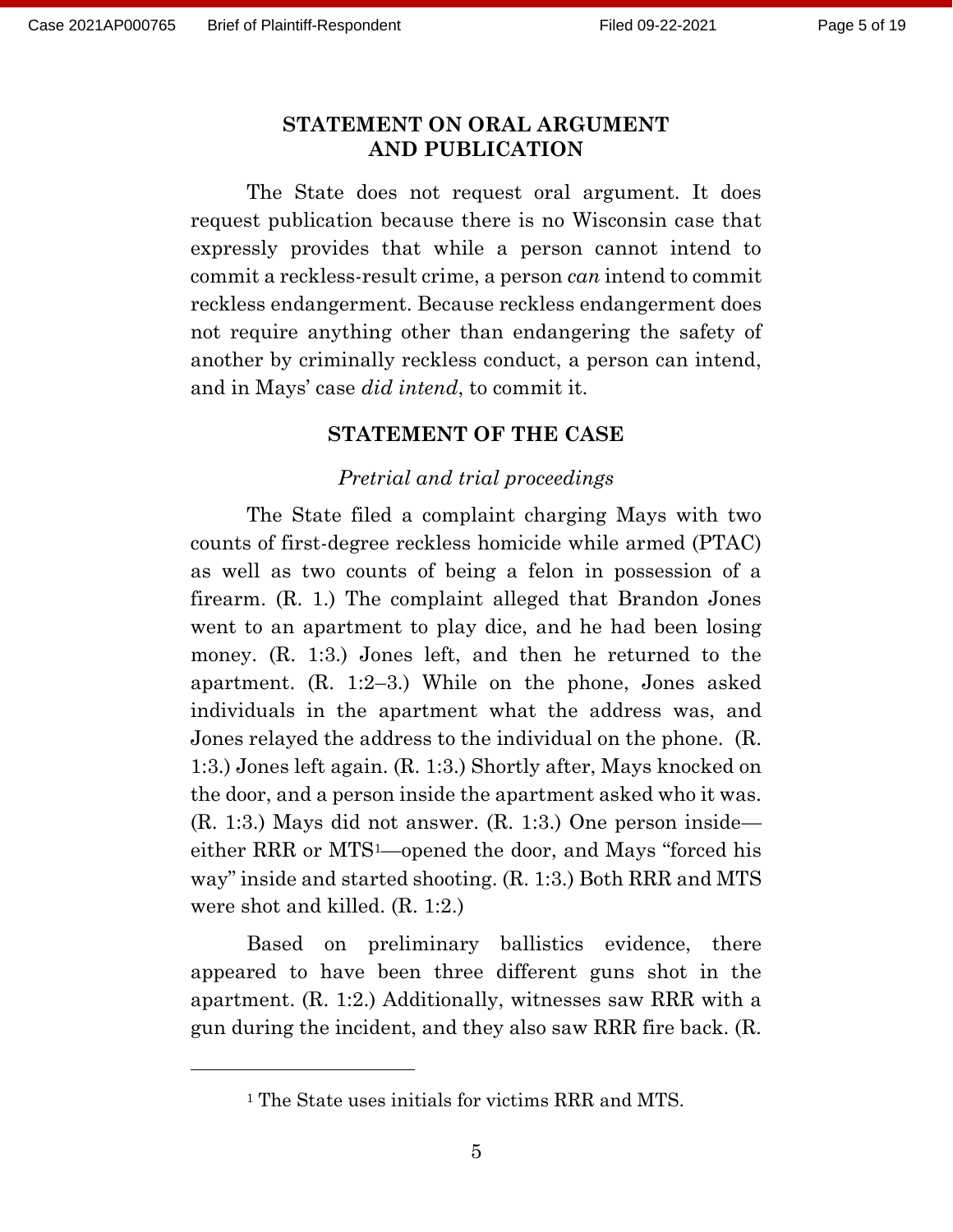## STATEMENT ON ORAL ARGUMENT AND PUBLICATION

The State does not request oral argument. It does request publication because there is no Wisconsin case that expressly provides that while a person cannot intend to commit a reckless-result crime, a person *can* intend to commit reckless endangerment. Because reckless endangerment does not require anything other than endangering the safety of another by criminally reckless conduct, a person can intend, and in Mays' case *did intend*, to commit it.

## STATEMENT OF THE CASE

### *Pretrial and trial proceedings*

The State filed a complaint charging Mays with two counts of first-degree reckless homicide while armed (PTAC) as well as two counts of being a felon in possession of a firearm. (R. 1.) The complaint alleged that Brandon Jones went to an apartment to play dice, and he had been losing money. (R. 1:3.) Jones left, and then he returned to the apartment. (R. 1:2–3.) While on the phone, Jones asked individuals in the apartment what the address was, and Jones relayed the address to the individual on the phone. (R. 1:3.) Jones left again. (R. 1:3.) Shortly after, Mays knocked on the door, and a person inside the apartment asked who it was. (R. 1:3.) Mays did not answer. (R. 1:3.) One person inside—either RRR or MTS[1]—opened the door, and Mays "forced his way" inside and started shooting. (R. 1:3.) Both RRR and MTS were shot and killed. (R. 1:2.)

Based on preliminary ballistics evidence, there appeared to have been three different guns shot in the apartment. (R. 1:2.) Additionally, witnesses saw RRR with a gun during the incident, and they also saw RRR fire back. (R.

[1] The State uses initials for victims RRR and MTS.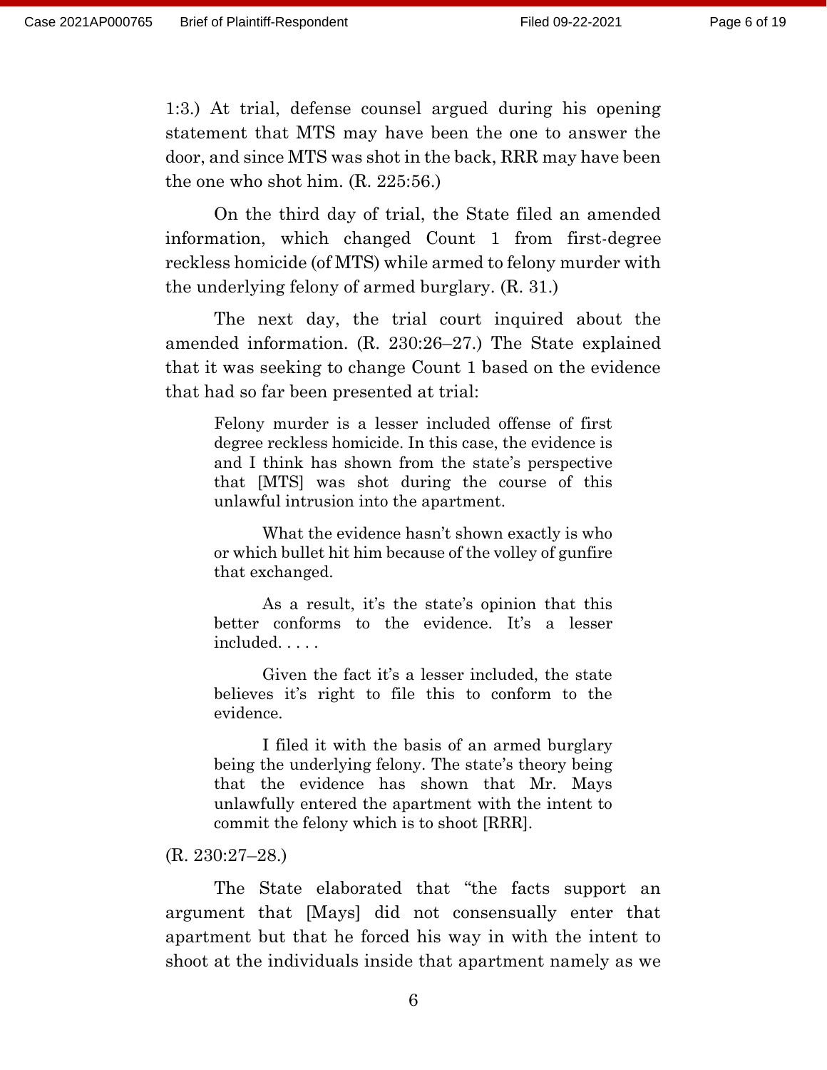1:3.) At trial, defense counsel argued during his opening statement that MTS may have been the one to answer the door, and since MTS was shot in the back, RRR may have been the one who shot him. (R. 225:56.)

On the third day of trial, the State filed an amended information, which changed Count 1 from first-degree reckless homicide (of MTS) while armed to felony murder with the underlying felony of armed burglary. (R. 31.)

The next day, the trial court inquired about the amended information. (R. 230:26–27.) The State explained that it was seeking to change Count 1 based on the evidence that had so far been presented at trial:

> Felony murder is a lesser included offense of first degree reckless homicide. In this case, the evidence is and I think has shown from the state's perspective that [MTS] was shot during the course of this unlawful intrusion into the apartment.
>
> What the evidence hasn't shown exactly is who or which bullet hit him because of the volley of gunfire that exchanged.
>
> As a result, it's the state's opinion that this better conforms to the evidence. It's a lesser included. . . . .
>
> Given the fact it's a lesser included, the state believes it's right to file this to conform to the evidence.
>
> I filed it with the basis of an armed burglary being the underlying felony. The state's theory being that the evidence has shown that Mr. Mays unlawfully entered the apartment with the intent to commit the felony which is to shoot [RRR].

(R. 230:27–28.)

The State elaborated that "the facts support an argument that [Mays] did not consensually enter that apartment but that he forced his way in with the intent to shoot at the individuals inside that apartment namely as we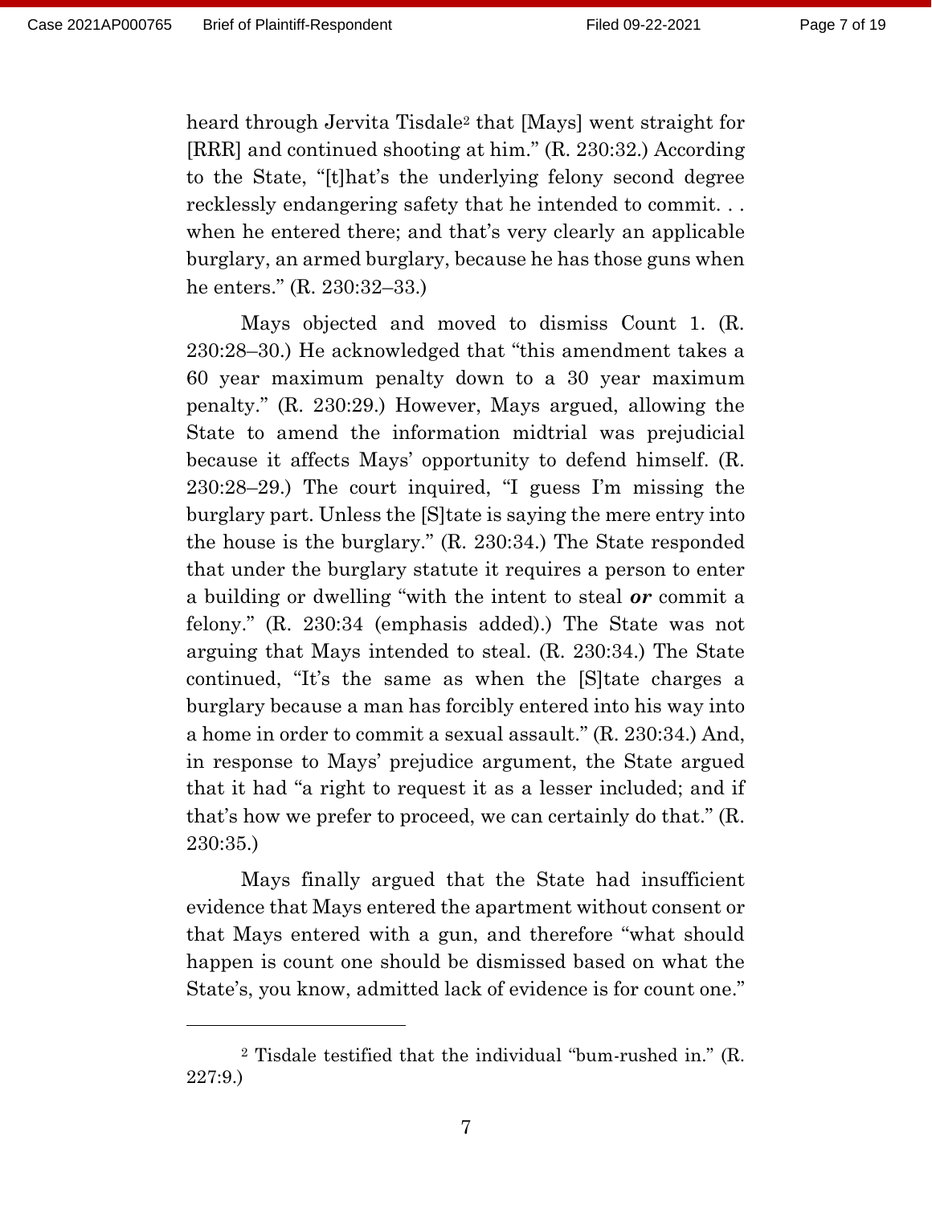heard through Jervita Tisdale[2] that [Mays] went straight for [RRR] and continued shooting at him." (R. 230:32.) According to the State, "[t]hat's the underlying felony second degree recklessly endangering safety that he intended to commit. . . when he entered there; and that's very clearly an applicable burglary, an armed burglary, because he has those guns when he enters." (R. 230:32–33.)

Mays objected and moved to dismiss Count 1. (R. 230:28–30.) He acknowledged that "this amendment takes a 60 year maximum penalty down to a 30 year maximum penalty." (R. 230:29.) However, Mays argued, allowing the State to amend the information midtrial was prejudicial because it affects Mays' opportunity to defend himself. (R. 230:28–29.) The court inquired, "I guess I'm missing the burglary part. Unless the [S]tate is saying the mere entry into the house is the burglary." (R. 230:34.) The State responded that under the burglary statute it requires a person to enter a building or dwelling "with the intent to steal ***or*** commit a felony." (R. 230:34 (emphasis added).) The State was not arguing that Mays intended to steal. (R. 230:34.) The State continued, "It's the same as when the [S]tate charges a burglary because a man has forcibly entered into his way into a home in order to commit a sexual assault." (R. 230:34.) And, in response to Mays' prejudice argument, the State argued that it had "a right to request it as a lesser included; and if that's how we prefer to proceed, we can certainly do that." (R. 230:35.)

Mays finally argued that the State had insufficient evidence that Mays entered the apartment without consent or that Mays entered with a gun, and therefore "what should happen is count one should be dismissed based on what the State's, you know, admitted lack of evidence is for count one."

[2] Tisdale testified that the individual "bum-rushed in." (R. 227:9.)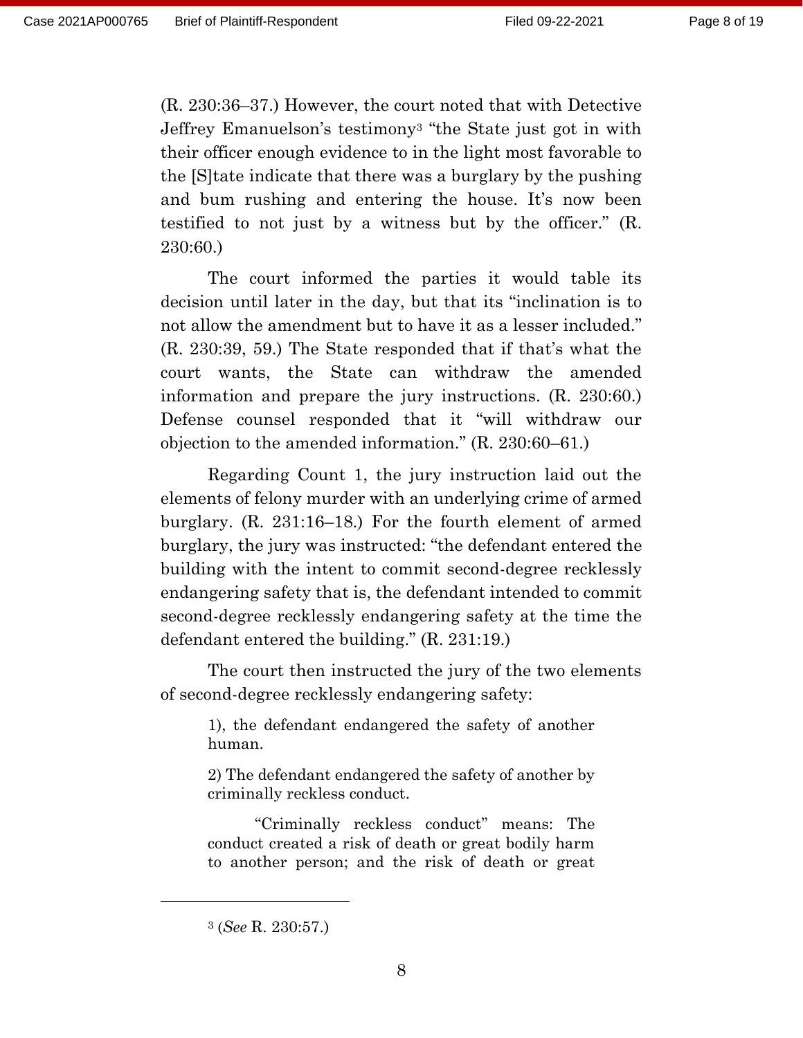(R. 230:36–37.) However, the court noted that with Detective Jeffrey Emanuelson's testimony[3] "the State just got in with their officer enough evidence to in the light most favorable to the [S]tate indicate that there was a burglary by the pushing and bum rushing and entering the house. It's now been testified to not just by a witness but by the officer." (R. 230:60.)

The court informed the parties it would table its decision until later in the day, but that its "inclination is to not allow the amendment but to have it as a lesser included." (R. 230:39, 59.) The State responded that if that's what the court wants, the State can withdraw the amended information and prepare the jury instructions. (R. 230:60.) Defense counsel responded that it "will withdraw our objection to the amended information." (R. 230:60–61.)

Regarding Count 1, the jury instruction laid out the elements of felony murder with an underlying crime of armed burglary. (R. 231:16–18.) For the fourth element of armed burglary, the jury was instructed: "the defendant entered the building with the intent to commit second-degree recklessly endangering safety that is, the defendant intended to commit second-degree recklessly endangering safety at the time the defendant entered the building." (R. 231:19.)

The court then instructed the jury of the two elements of second-degree recklessly endangering safety:

> 1), the defendant endangered the safety of another human.
>
> 2) The defendant endangered the safety of another by criminally reckless conduct.
>
> "Criminally reckless conduct" means: The conduct created a risk of death or great bodily harm to another person; and the risk of death or great

---

[3] (*See* R. 230:57.)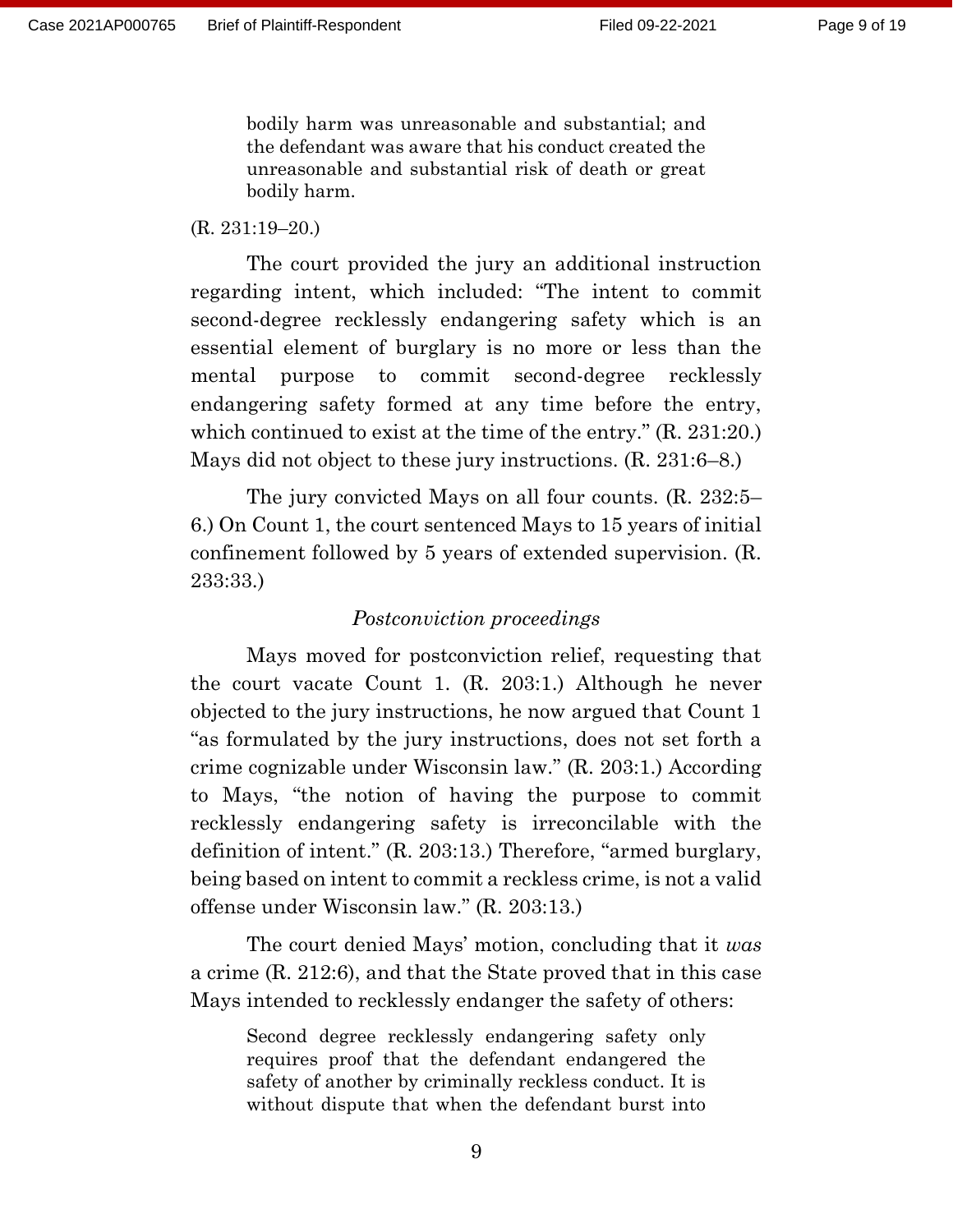> bodily harm was unreasonable and substantial; and the defendant was aware that his conduct created the unreasonable and substantial risk of death or great bodily harm.

(R. 231:19–20.)

The court provided the jury an additional instruction regarding intent, which included: "The intent to commit second-degree recklessly endangering safety which is an essential element of burglary is no more or less than the mental purpose to commit second-degree recklessly endangering safety formed at any time before the entry, which continued to exist at the time of the entry." (R. 231:20.) Mays did not object to these jury instructions. (R. 231:6–8.)

The jury convicted Mays on all four counts. (R. 232:5–6.) On Count 1, the court sentenced Mays to 15 years of initial confinement followed by 5 years of extended supervision. (R. 233:33.)

*Postconviction proceedings*

Mays moved for postconviction relief, requesting that the court vacate Count 1. (R. 203:1.) Although he never objected to the jury instructions, he now argued that Count 1 "as formulated by the jury instructions, does not set forth a crime cognizable under Wisconsin law." (R. 203:1.) According to Mays, "the notion of having the purpose to commit recklessly endangering safety is irreconcilable with the definition of intent." (R. 203:13.) Therefore, "armed burglary, being based on intent to commit a reckless crime, is not a valid offense under Wisconsin law." (R. 203:13.)

The court denied Mays' motion, concluding that it *was* a crime (R. 212:6), and that the State proved that in this case Mays intended to recklessly endanger the safety of others:

> Second degree recklessly endangering safety only requires proof that the defendant endangered the safety of another by criminally reckless conduct. It is without dispute that when the defendant burst into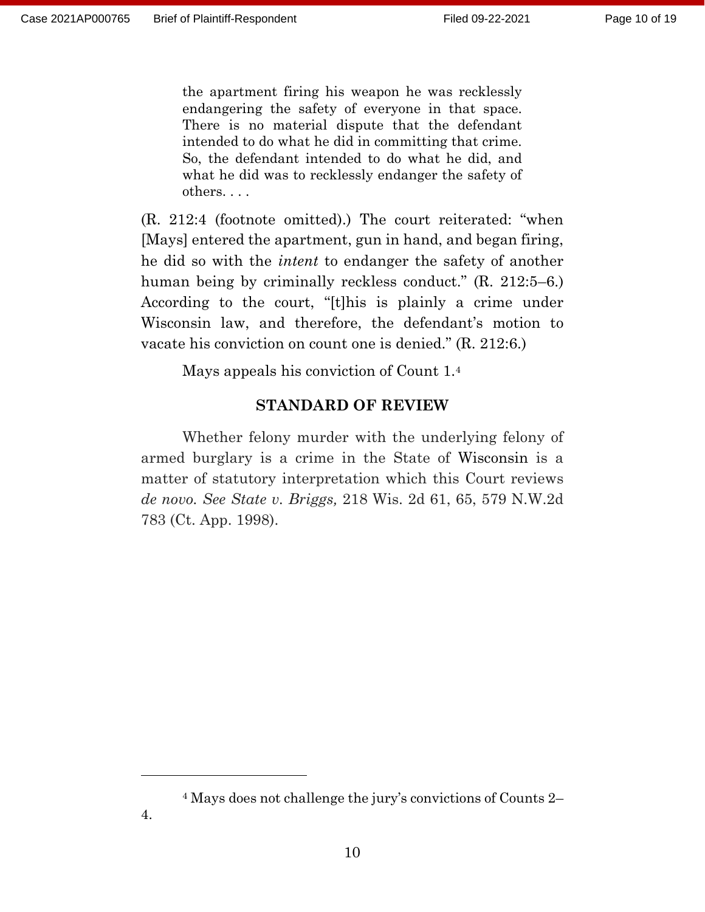> the apartment firing his weapon he was recklessly endangering the safety of everyone in that space. There is no material dispute that the defendant intended to do what he did in committing that crime. So, the defendant intended to do what he did, and what he did was to recklessly endanger the safety of others. . . .

(R. 212:4 (footnote omitted).) The court reiterated: "when [Mays] entered the apartment, gun in hand, and began firing, he did so with the *intent* to endanger the safety of another human being by criminally reckless conduct." (R. 212:5–6.) According to the court, "[t]his is plainly a crime under Wisconsin law, and therefore, the defendant's motion to vacate his conviction on count one is denied." (R. 212:6.)

Mays appeals his conviction of Count 1.[4]

## STANDARD OF REVIEW

Whether felony murder with the underlying felony of armed burglary is a crime in the State of Wisconsin is a matter of statutory interpretation which this Court reviews *de novo*. *See State v. Briggs,* 218 Wis. 2d 61, 65, 579 N.W.2d 783 (Ct. App. 1998).

---

[4] Mays does not challenge the jury's convictions of Counts 2–4.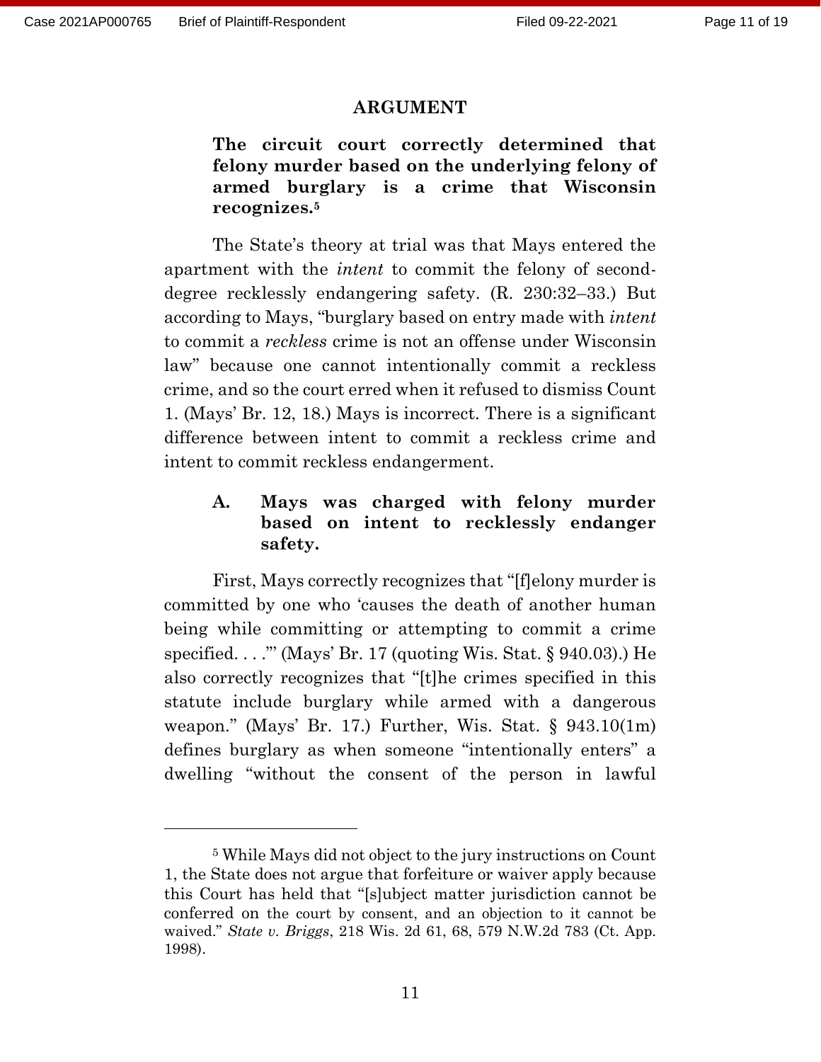## ARGUMENT

### The circuit court correctly determined that felony murder based on the underlying felony of armed burglary is a crime that Wisconsin recognizes.[5]

The State's theory at trial was that Mays entered the apartment with the *intent* to commit the felony of second-degree recklessly endangering safety. (R. 230:32–33.) But according to Mays, "burglary based on entry made with *intent* to commit a *reckless* crime is not an offense under Wisconsin law" because one cannot intentionally commit a reckless crime, and so the court erred when it refused to dismiss Count 1. (Mays' Br. 12, 18.) Mays is incorrect. There is a significant difference between intent to commit a reckless crime and intent to commit reckless endangerment.

#### A. Mays was charged with felony murder based on intent to recklessly endanger safety.

First, Mays correctly recognizes that "[f]elony murder is committed by one who 'causes the death of another human being while committing or attempting to commit a crime specified. . . .'" (Mays' Br. 17 (quoting Wis. Stat. § 940.03).) He also correctly recognizes that "[t]he crimes specified in this statute include burglary while armed with a dangerous weapon." (Mays' Br. 17.) Further, Wis. Stat. § 943.10(1m) defines burglary as when someone "intentionally enters" a dwelling "without the consent of the person in lawful

---

[5] While Mays did not object to the jury instructions on Count 1, the State does not argue that forfeiture or waiver apply because this Court has held that "[s]ubject matter jurisdiction cannot be conferred on the court by consent, and an objection to it cannot be waived." *State v. Briggs*, 218 Wis. 2d 61, 68, 579 N.W.2d 783 (Ct. App. 1998).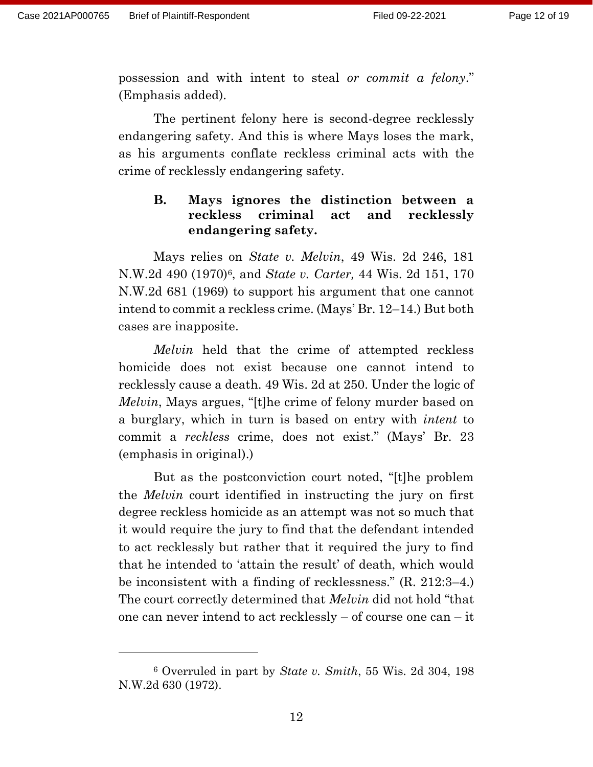possession and with intent to steal *or commit a felony*." (Emphasis added).

The pertinent felony here is second-degree recklessly endangering safety. And this is where Mays loses the mark, as his arguments conflate reckless criminal acts with the crime of recklessly endangering safety.

### B. Mays ignores the distinction between a reckless criminal act and recklessly endangering safety.

Mays relies on *State v. Melvin*, 49 Wis. 2d 246, 181 N.W.2d 490 (1970)[6], and *State v. Carter,* 44 Wis. 2d 151, 170 N.W.2d 681 (1969) to support his argument that one cannot intend to commit a reckless crime. (Mays' Br. 12–14.) But both cases are inapposite.

*Melvin* held that the crime of attempted reckless homicide does not exist because one cannot intend to recklessly cause a death. 49 Wis. 2d at 250. Under the logic of *Melvin*, Mays argues, "[t]he crime of felony murder based on a burglary, which in turn is based on entry with *intent* to commit a *reckless* crime, does not exist." (Mays' Br. 23 (emphasis in original).)

But as the postconviction court noted, "[t]he problem the *Melvin* court identified in instructing the jury on first degree reckless homicide as an attempt was not so much that it would require the jury to find that the defendant intended to act recklessly but rather that it required the jury to find that he intended to 'attain the result' of death, which would be inconsistent with a finding of recklessness." (R. 212:3–4.) The court correctly determined that *Melvin* did not hold "that one can never intend to act recklessly – of course one can – it

---

[6] Overruled in part by *State v. Smith*, 55 Wis. 2d 304, 198 N.W.2d 630 (1972).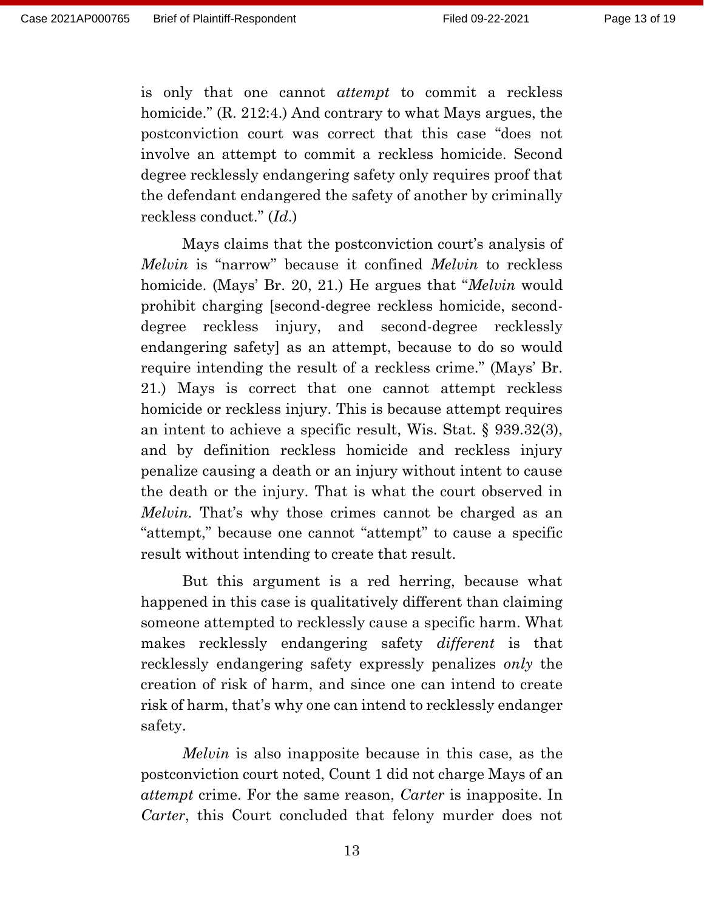is only that one cannot *attempt* to commit a reckless homicide." (R. 212:4.) And contrary to what Mays argues, the postconviction court was correct that this case "does not involve an attempt to commit a reckless homicide. Second degree recklessly endangering safety only requires proof that the defendant endangered the safety of another by criminally reckless conduct." (*Id*.)

Mays claims that the postconviction court's analysis of *Melvin* is "narrow" because it confined *Melvin* to reckless homicide. (Mays' Br. 20, 21.) He argues that "*Melvin* would prohibit charging [second-degree reckless homicide, second-degree reckless injury, and second-degree recklessly endangering safety] as an attempt, because to do so would require intending the result of a reckless crime." (Mays' Br. 21.) Mays is correct that one cannot attempt reckless homicide or reckless injury. This is because attempt requires an intent to achieve a specific result, Wis. Stat. § 939.32(3), and by definition reckless homicide and reckless injury penalize causing a death or an injury without intent to cause the death or the injury. That is what the court observed in *Melvin.* That's why those crimes cannot be charged as an "attempt," because one cannot "attempt" to cause a specific result without intending to create that result.

But this argument is a red herring, because what happened in this case is qualitatively different than claiming someone attempted to recklessly cause a specific harm. What makes recklessly endangering safety *different* is that recklessly endangering safety expressly penalizes *only* the creation of risk of harm, and since one can intend to create risk of harm, that's why one can intend to recklessly endanger safety.

*Melvin* is also inapposite because in this case, as the postconviction court noted, Count 1 did not charge Mays of an *attempt* crime. For the same reason, *Carter* is inapposite. In *Carter*, this Court concluded that felony murder does not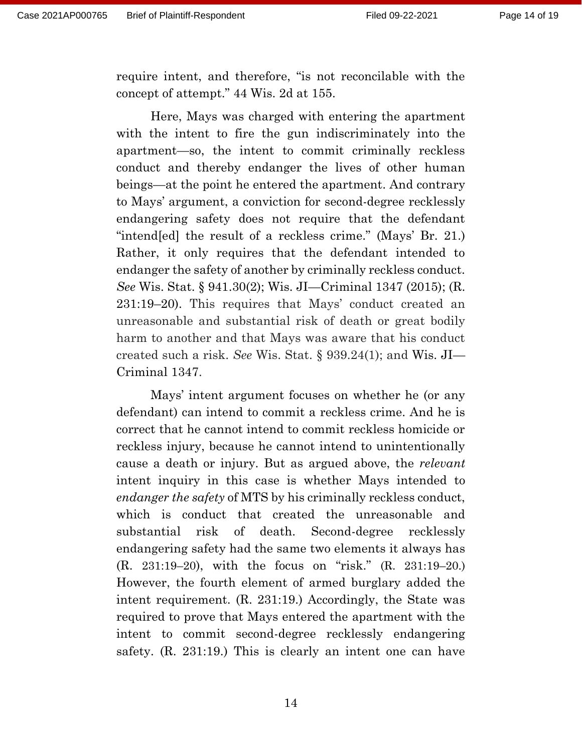require intent, and therefore, "is not reconcilable with the concept of attempt." 44 Wis. 2d at 155.

Here, Mays was charged with entering the apartment with the intent to fire the gun indiscriminately into the apartment—so, the intent to commit criminally reckless conduct and thereby endanger the lives of other human beings—at the point he entered the apartment. And contrary to Mays' argument, a conviction for second-degree recklessly endangering safety does not require that the defendant "intend[ed] the result of a reckless crime." (Mays' Br. 21.) Rather, it only requires that the defendant intended to endanger the safety of another by criminally reckless conduct. *See* Wis. Stat. § 941.30(2); Wis. JI—Criminal 1347 (2015); (R. 231:19–20). This requires that Mays' conduct created an unreasonable and substantial risk of death or great bodily harm to another and that Mays was aware that his conduct created such a risk. *See* Wis. Stat. § 939.24(1); and Wis. JI—Criminal 1347.

Mays' intent argument focuses on whether he (or any defendant) can intend to commit a reckless crime. And he is correct that he cannot intend to commit reckless homicide or reckless injury, because he cannot intend to unintentionally cause a death or injury. But as argued above, the *relevant* intent inquiry in this case is whether Mays intended to *endanger the safety* of MTS by his criminally reckless conduct, which is conduct that created the unreasonable and substantial risk of death. Second-degree recklessly endangering safety had the same two elements it always has (R. 231:19–20), with the focus on "risk." (R. 231:19–20.) However, the fourth element of armed burglary added the intent requirement. (R. 231:19.) Accordingly, the State was required to prove that Mays entered the apartment with the intent to commit second-degree recklessly endangering safety. (R. 231:19.) This is clearly an intent one can have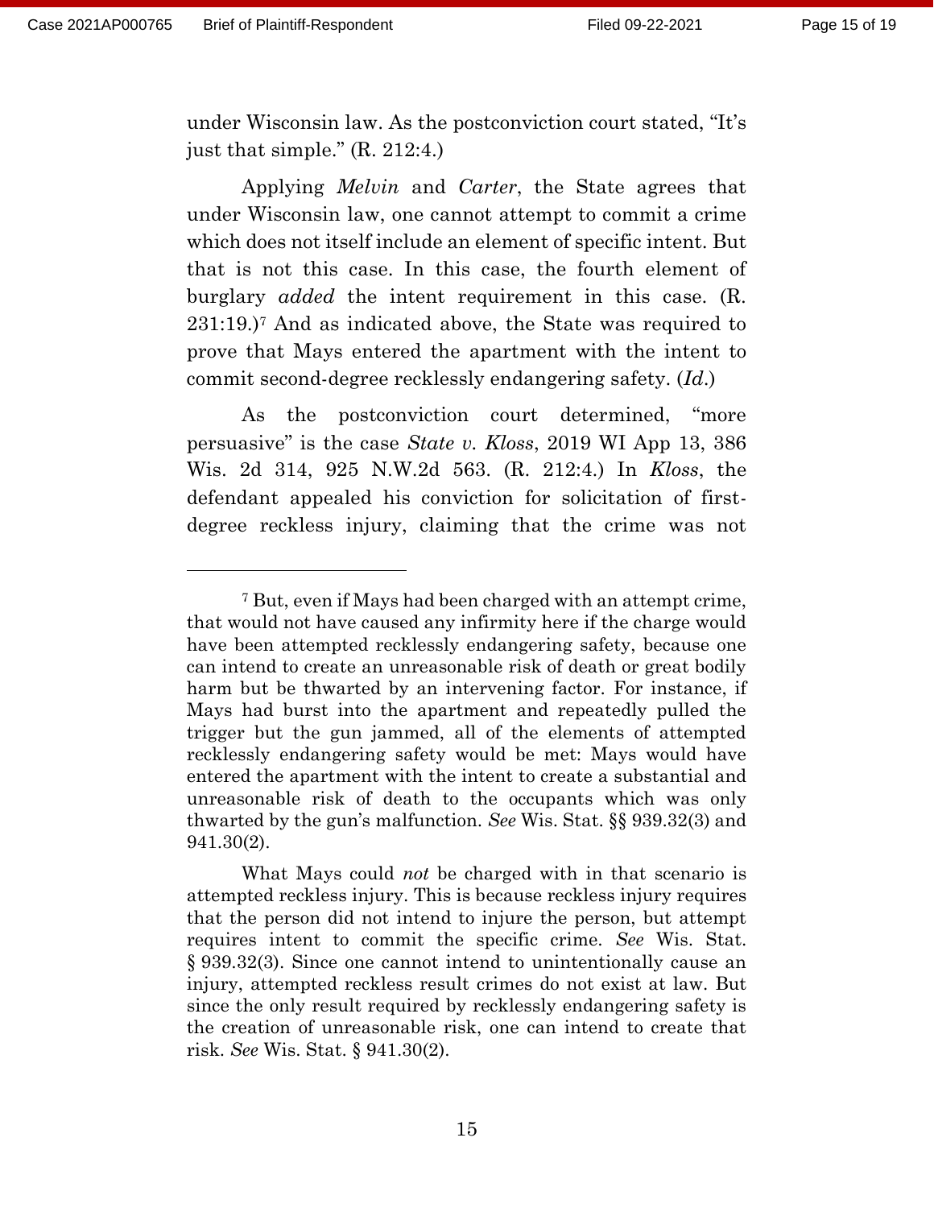under Wisconsin law. As the postconviction court stated, "It's just that simple." (R. 212:4.)

Applying *Melvin* and *Carter*, the State agrees that under Wisconsin law, one cannot attempt to commit a crime which does not itself include an element of specific intent. But that is not this case. In this case, the fourth element of burglary *added* the intent requirement in this case. (R. 231:19.)[7] And as indicated above, the State was required to prove that Mays entered the apartment with the intent to commit second-degree recklessly endangering safety. (*Id.*)

As the postconviction court determined, "more persuasive" is the case *State v. Kloss*, 2019 WI App 13, 386 Wis. 2d 314, 925 N.W.2d 563. (R. 212:4.) In *Kloss*, the defendant appealed his conviction for solicitation of first-degree reckless injury, claiming that the crime was not

---

[7] But, even if Mays had been charged with an attempt crime, that would not have caused any infirmity here if the charge would have been attempted recklessly endangering safety, because one can intend to create an unreasonable risk of death or great bodily harm but be thwarted by an intervening factor. For instance, if Mays had burst into the apartment and repeatedly pulled the trigger but the gun jammed, all of the elements of attempted recklessly endangering safety would be met: Mays would have entered the apartment with the intent to create a substantial and unreasonable risk of death to the occupants which was only thwarted by the gun's malfunction. *See* Wis. Stat. §§ 939.32(3) and 941.30(2).

What Mays could *not* be charged with in that scenario is attempted reckless injury. This is because reckless injury requires that the person did not intend to injure the person, but attempt requires intent to commit the specific crime. *See* Wis. Stat. § 939.32(3). Since one cannot intend to unintentionally cause an injury, attempted reckless result crimes do not exist at law. But since the only result required by recklessly endangering safety is the creation of unreasonable risk, one can intend to create that risk. *See* Wis. Stat. § 941.30(2).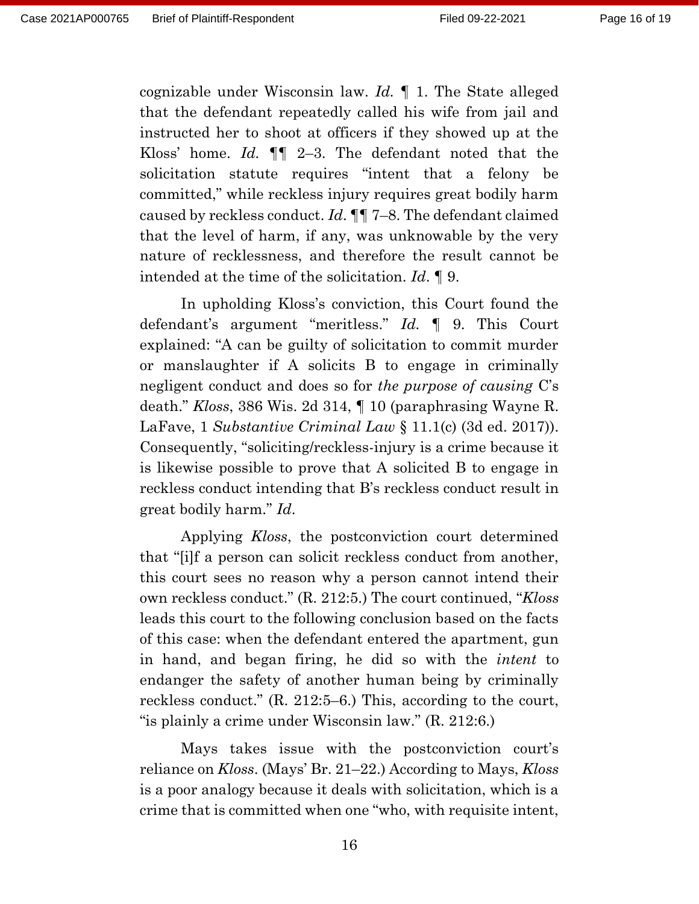cognizable under Wisconsin law. *Id.* ¶ 1. The State alleged that the defendant repeatedly called his wife from jail and instructed her to shoot at officers if they showed up at the Kloss' home. *Id.* ¶¶ 2–3. The defendant noted that the solicitation statute requires "intent that a felony be committed," while reckless injury requires great bodily harm caused by reckless conduct. *Id*. ¶¶ 7–8. The defendant claimed that the level of harm, if any, was unknowable by the very nature of recklessness, and therefore the result cannot be intended at the time of the solicitation. *Id*. ¶ 9.

In upholding Kloss's conviction, this Court found the defendant's argument "meritless." *Id.* ¶ 9. This Court explained: "A can be guilty of solicitation to commit murder or manslaughter if A solicits B to engage in criminally negligent conduct and does so for *the purpose of causing* C's death." *Kloss*, 386 Wis. 2d 314, ¶ 10 (paraphrasing Wayne R. LaFave, 1 *Substantive Criminal Law* § 11.1(c) (3d ed. 2017)). Consequently, "soliciting/reckless-injury is a crime because it is likewise possible to prove that A solicited B to engage in reckless conduct intending that B's reckless conduct result in great bodily harm." *Id*.

Applying *Kloss*, the postconviction court determined that "[i]f a person can solicit reckless conduct from another, this court sees no reason why a person cannot intend their own reckless conduct." (R. 212:5.) The court continued, "*Kloss* leads this court to the following conclusion based on the facts of this case: when the defendant entered the apartment, gun in hand, and began firing, he did so with the *intent* to endanger the safety of another human being by criminally reckless conduct." (R. 212:5–6.) This, according to the court, "is plainly a crime under Wisconsin law." (R. 212:6.)

Mays takes issue with the postconviction court's reliance on *Kloss*. (Mays' Br. 21–22.) According to Mays, *Kloss* is a poor analogy because it deals with solicitation, which is a crime that is committed when one "who, with requisite intent,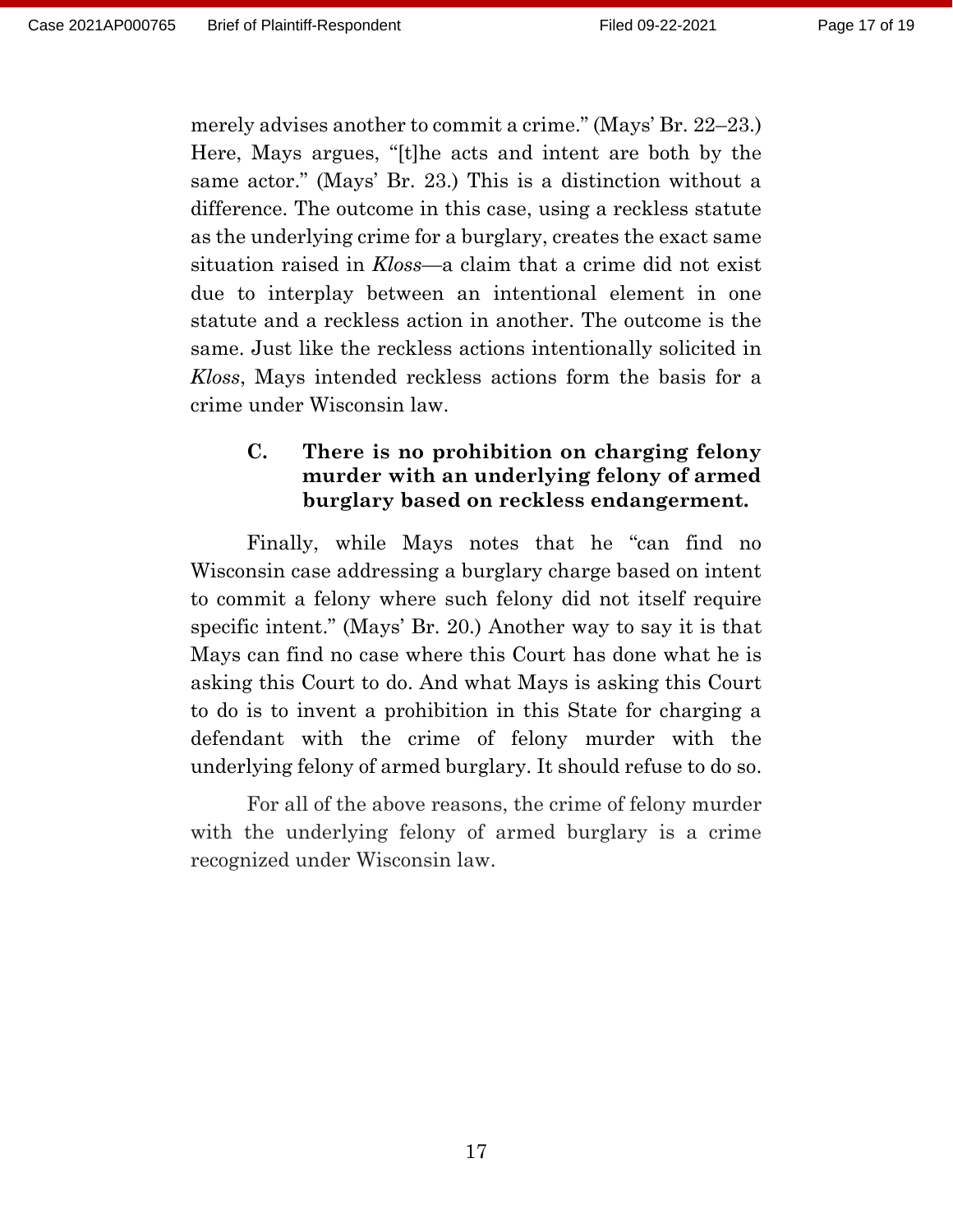merely advises another to commit a crime." (Mays' Br. 22–23.) Here, Mays argues, "[t]he acts and intent are both by the same actor." (Mays' Br. 23.) This is a distinction without a difference. The outcome in this case, using a reckless statute as the underlying crime for a burglary, creates the exact same situation raised in *Kloss*—a claim that a crime did not exist due to interplay between an intentional element in one statute and a reckless action in another. The outcome is the same. Just like the reckless actions intentionally solicited in *Kloss*, Mays intended reckless actions form the basis for a crime under Wisconsin law.

### C. There is no prohibition on charging felony murder with an underlying felony of armed burglary based on reckless endangerment.

Finally, while Mays notes that he "can find no Wisconsin case addressing a burglary charge based on intent to commit a felony where such felony did not itself require specific intent." (Mays' Br. 20.) Another way to say it is that Mays can find no case where this Court has done what he is asking this Court to do. And what Mays is asking this Court to do is to invent a prohibition in this State for charging a defendant with the crime of felony murder with the underlying felony of armed burglary. It should refuse to do so.

For all of the above reasons, the crime of felony murder with the underlying felony of armed burglary is a crime recognized under Wisconsin law.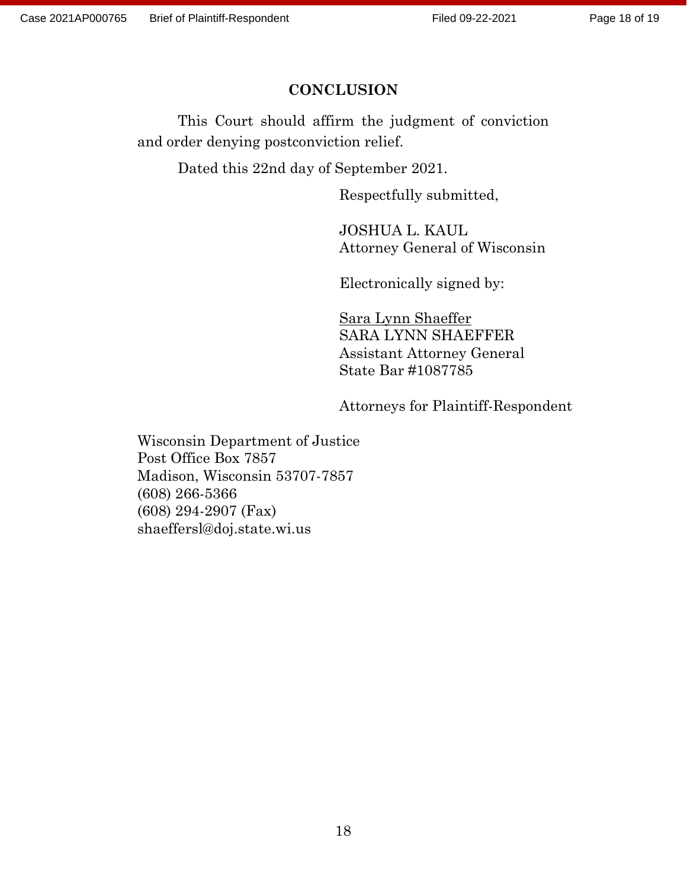## CONCLUSION

This Court should affirm the judgment of conviction and order denying postconviction relief.

Dated this 22nd day of September 2021.

Respectfully submitted,

JOSHUA L. KAUL  
Attorney General of Wisconsin

Electronically signed by:

Sara Lynn Shaeffer  
SARA LYNN SHAEFFER  
Assistant Attorney General  
State Bar #1087785

Attorneys for Plaintiff-Respondent

Wisconsin Department of Justice  
Post Office Box 7857  
Madison, Wisconsin 53707-7857  
(608) 266-5366  
(608) 294-2907 (Fax)  
shaeffersl@doj.state.wi.us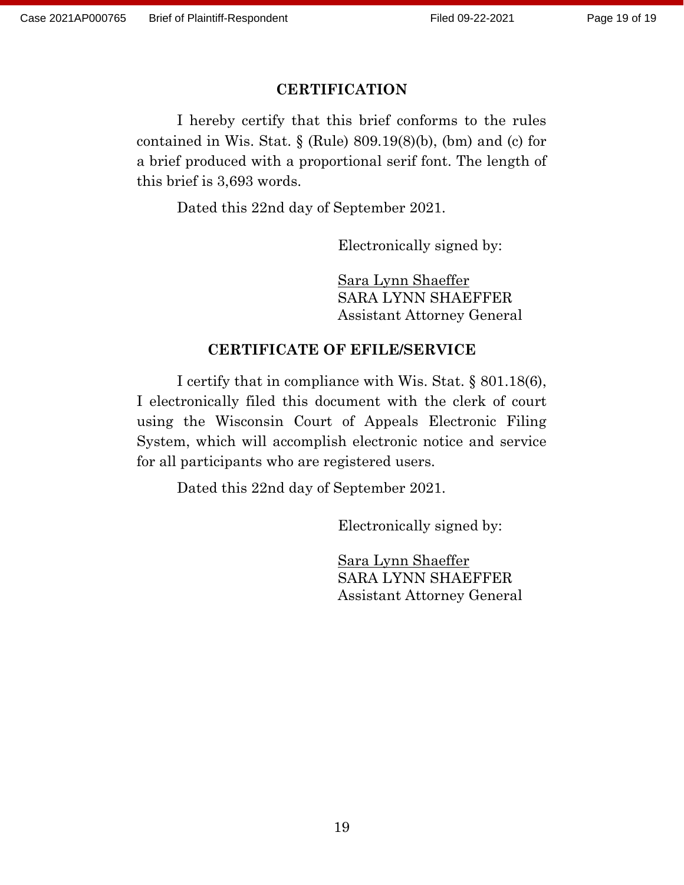## CERTIFICATION

I hereby certify that this brief conforms to the rules contained in Wis. Stat. § (Rule) 809.19(8)(b), (bm) and (c) for a brief produced with a proportional serif font. The length of this brief is 3,693 words.

Dated this 22nd day of September 2021.

Electronically signed by:

<u>Sara Lynn Shaeffer</u>
SARA LYNN SHAEFFER
Assistant Attorney General

## CERTIFICATE OF EFILE/SERVICE

I certify that in compliance with Wis. Stat. § 801.18(6), I electronically filed this document with the clerk of court using the Wisconsin Court of Appeals Electronic Filing System, which will accomplish electronic notice and service for all participants who are registered users.

Dated this 22nd day of September 2021.

Electronically signed by:

<u>Sara Lynn Shaeffer</u>
SARA LYNN SHAEFFER
Assistant Attorney General